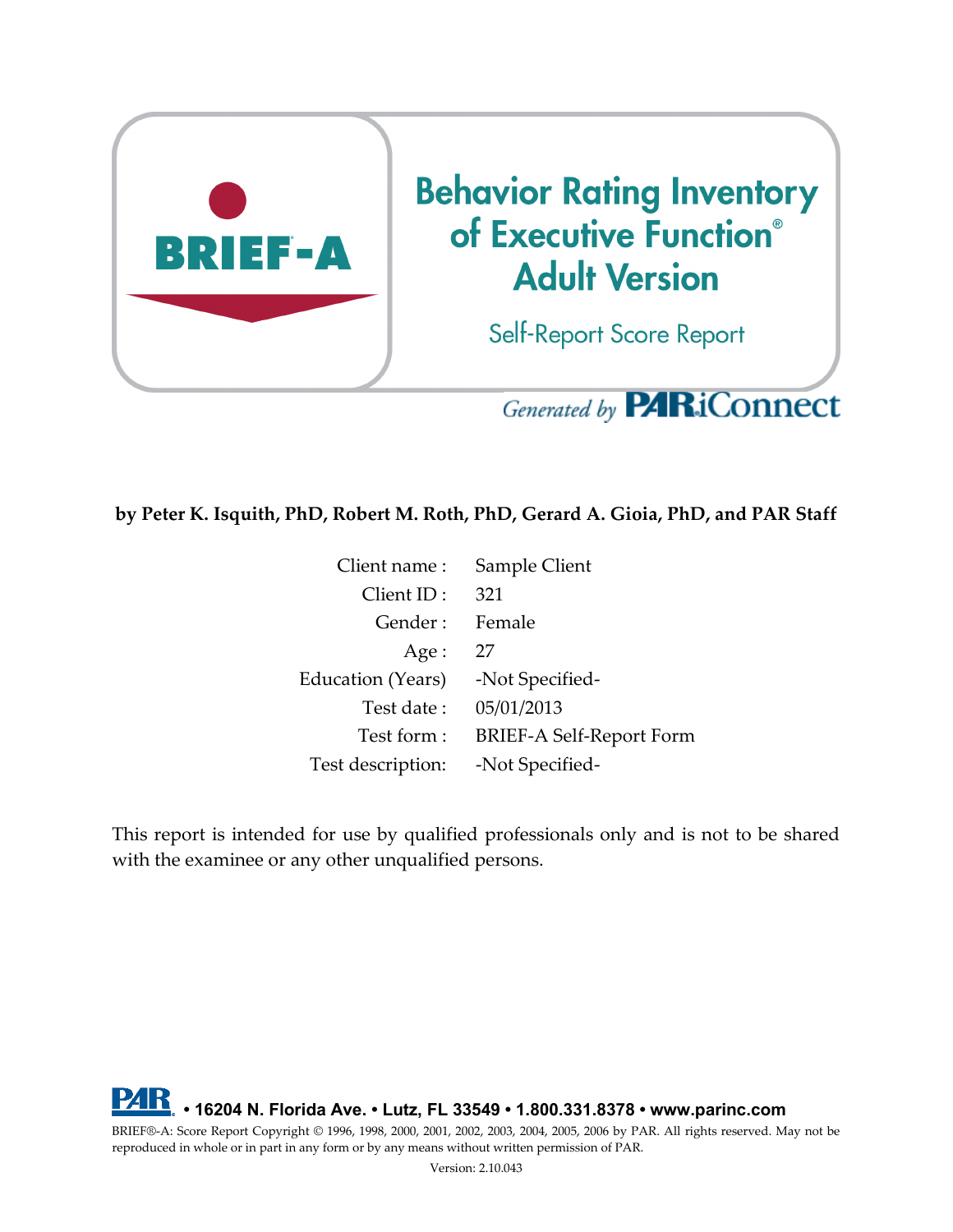# BRIEF-A

# Behavior Rating Inventory of Executive Function® Adult Version

## Self-Report Score Report

*Generated by* PAR iConnect

**by Peter K. Isquith, PhD, Robert M. Roth, PhD, Gerard A. Gioia, PhD, and PAR Staff**

| | |
|---|---|
| Client name : | Sample Client |
| Client ID : | 321 |
| Gender : | Female |
| Age : | 27 |
| Education (Years) | -Not Specified- |
| Test date : | 05/01/2013 |
| Test form : | BRIEF-A Self-Report Form |
| Test description: | -Not Specified- |

This report is intended for use by qualified professionals only and is not to be shared with the examinee or any other unqualified persons.

**PAR • 16204 N. Florida Ave. • Lutz, FL 33549 • 1.800.331.8378 • www.parinc.com**

BRIEF®-A: Score Report Copyright © 1996, 1998, 2000, 2001, 2002, 2003, 2004, 2005, 2006 by PAR. All rights reserved. May not be reproduced in whole or in part in any form or by any means without written permission of PAR.

Version: 2.10.043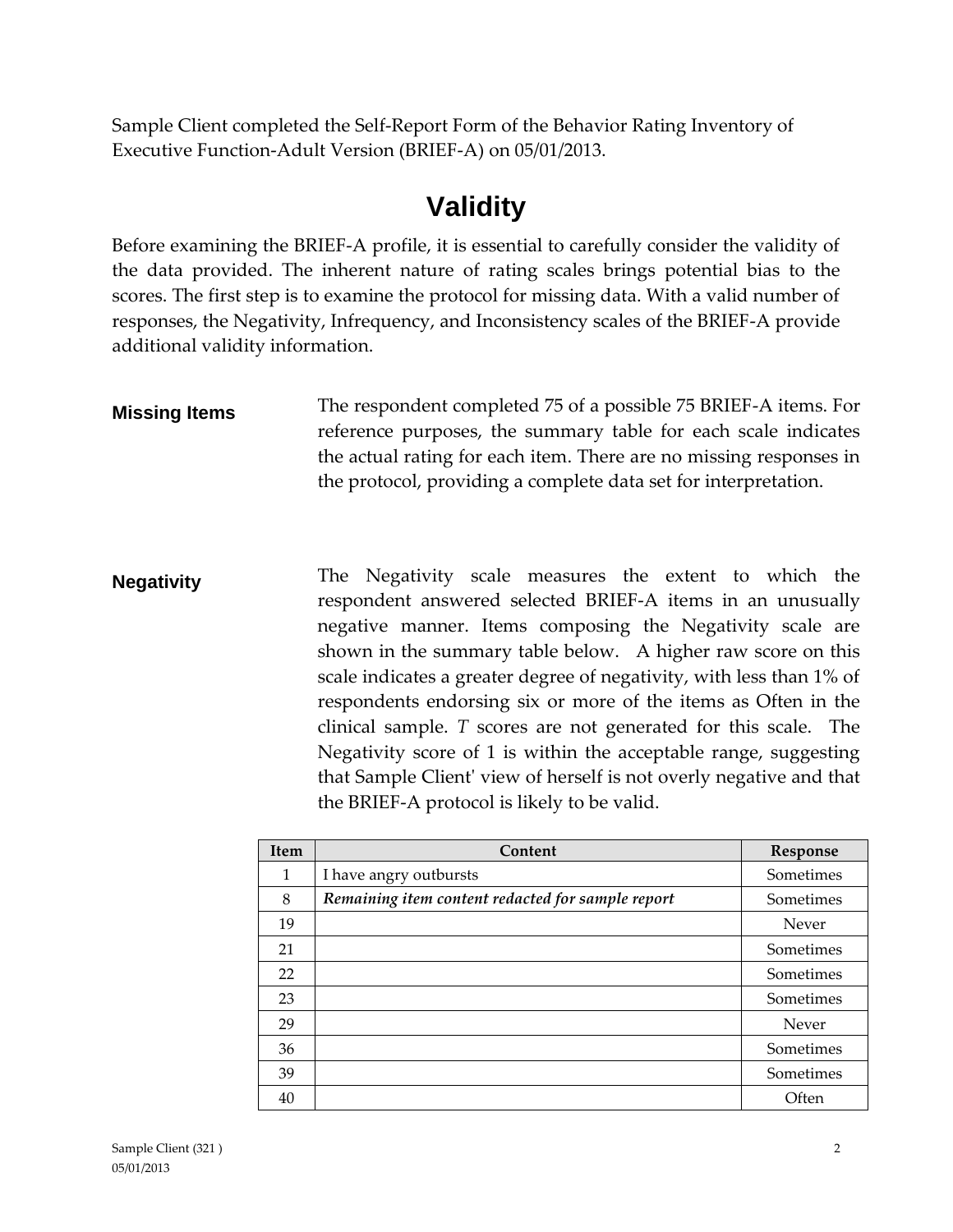Sample Client completed the Self-Report Form of the Behavior Rating Inventory of Executive Function-Adult Version (BRIEF-A) on 05/01/2013.

# Validity

Before examining the BRIEF-A profile, it is essential to carefully consider the validity of the data provided. The inherent nature of rating scales brings potential bias to the scores. The first step is to examine the protocol for missing data. With a valid number of responses, the Negativity, Infrequency, and Inconsistency scales of the BRIEF-A provide additional validity information.

**Missing Items**

The respondent completed 75 of a possible 75 BRIEF-A items. For reference purposes, the summary table for each scale indicates the actual rating for each item. There are no missing responses in the protocol, providing a complete data set for interpretation.

**Negativity**

The Negativity scale measures the extent to which the respondent answered selected BRIEF-A items in an unusually negative manner. Items composing the Negativity scale are shown in the summary table below. A higher raw score on this scale indicates a greater degree of negativity, with less than 1% of respondents endorsing six or more of the items as Often in the clinical sample. *T* scores are not generated for this scale. The Negativity score of 1 is within the acceptable range, suggesting that Sample Client' view of herself is not overly negative and that the BRIEF-A protocol is likely to be valid.

| Item | Content | Response |
|---|---|---|
| 1 | I have angry outbursts | Sometimes |
| 8 | *Remaining item content redacted for sample report* | Sometimes |
| 19 | | Never |
| 21 | | Sometimes |
| 22 | | Sometimes |
| 23 | | Sometimes |
| 29 | | Never |
| 36 | | Sometimes |
| 39 | | Sometimes |
| 40 | | Often |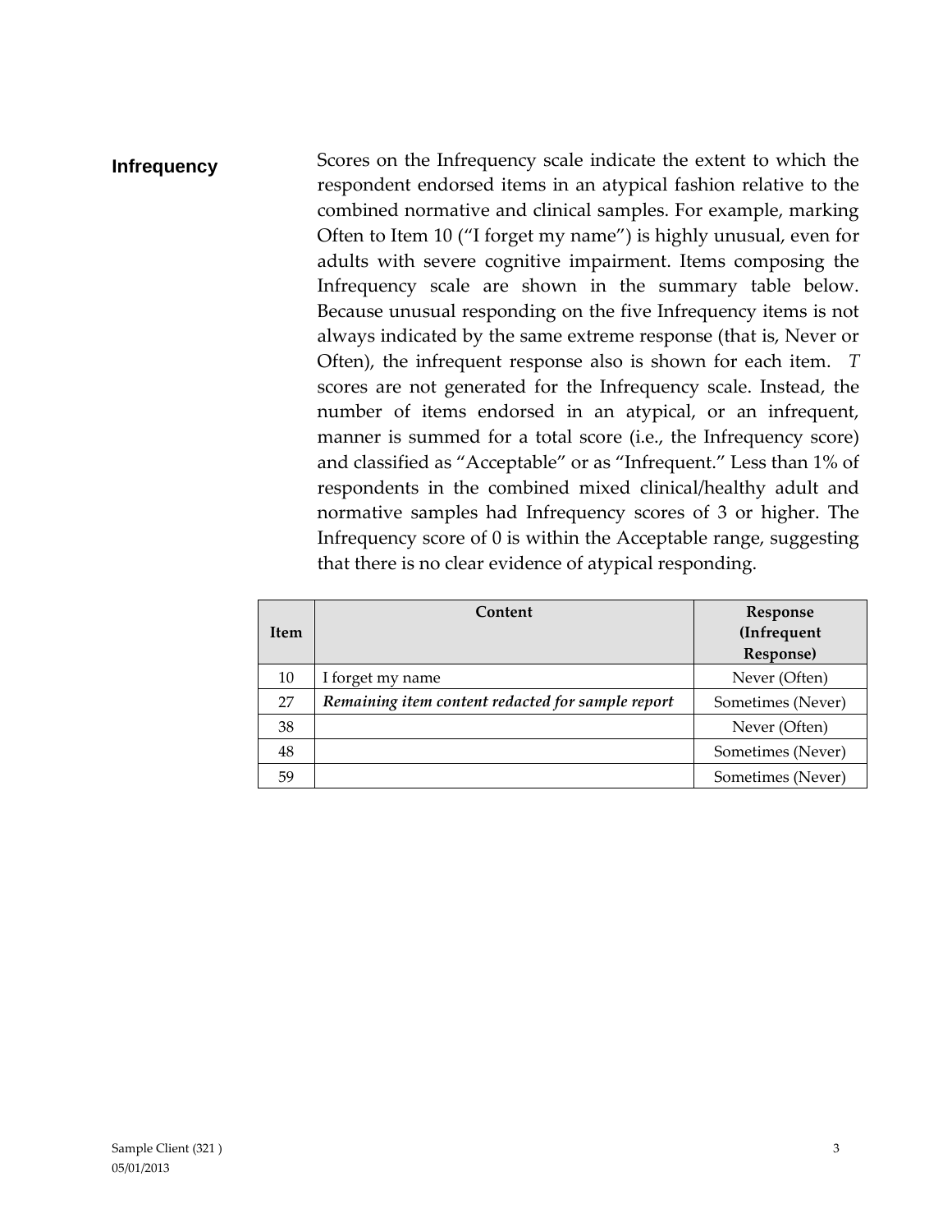## Infrequency

Scores on the Infrequency scale indicate the extent to which the respondent endorsed items in an atypical fashion relative to the combined normative and clinical samples. For example, marking Often to Item 10 ("I forget my name") is highly unusual, even for adults with severe cognitive impairment. Items composing the Infrequency scale are shown in the summary table below. Because unusual responding on the five Infrequency items is not always indicated by the same extreme response (that is, Never or Often), the infrequent response also is shown for each item. *T* scores are not generated for the Infrequency scale. Instead, the number of items endorsed in an atypical, or an infrequent, manner is summed for a total score (i.e., the Infrequency score) and classified as "Acceptable" or as "Infrequent." Less than 1% of respondents in the combined mixed clinical/healthy adult and normative samples had Infrequency scores of 3 or higher. The Infrequency score of 0 is within the Acceptable range, suggesting that there is no clear evidence of atypical responding.

| Item | Content | Response (Infrequent Response) |
|---|---|---|
| 10 | I forget my name | Never (Often) |
| 27 | ***Remaining item content redacted for sample report*** | Sometimes (Never) |
| 38 | | Never (Often) |
| 48 | | Sometimes (Never) |
| 59 | | Sometimes (Never) |

Sample Client (321 )
05/01/2013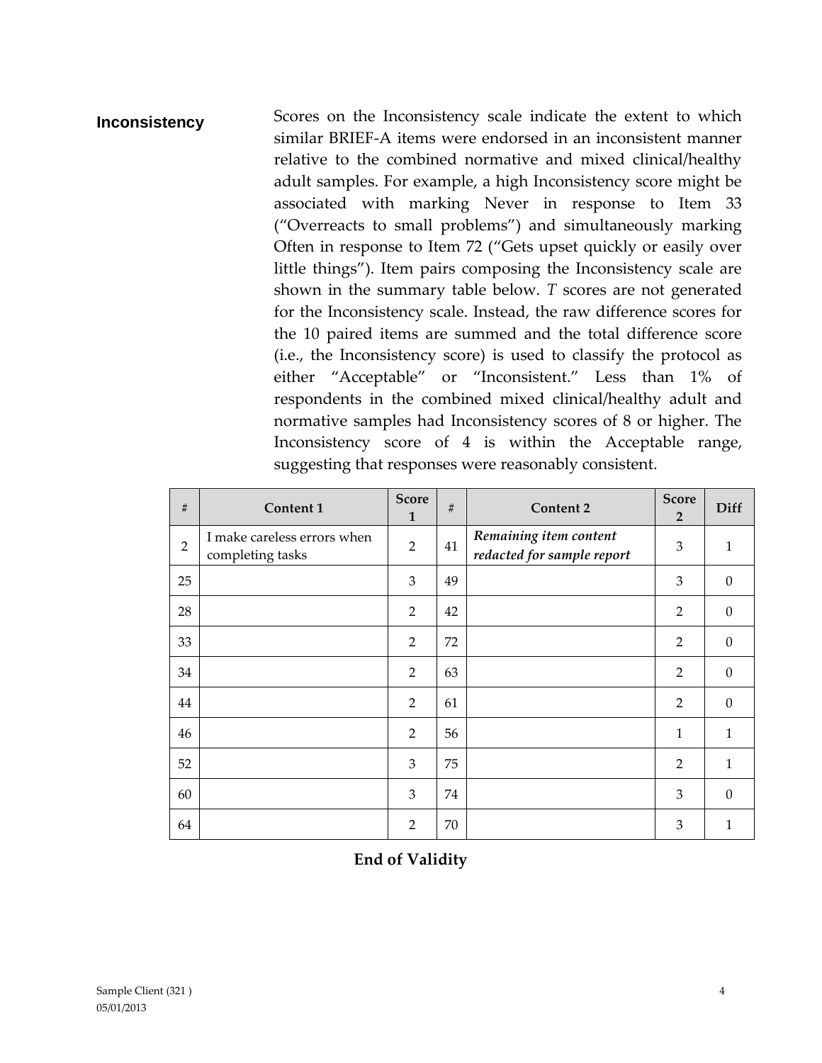## Inconsistency

Scores on the Inconsistency scale indicate the extent to which similar BRIEF-A items were endorsed in an inconsistent manner relative to the combined normative and mixed clinical/healthy adult samples. For example, a high Inconsistency score might be associated with marking Never in response to Item 33 ("Overreacts to small problems") and simultaneously marking Often in response to Item 72 ("Gets upset quickly or easily over little things"). Item pairs composing the Inconsistency scale are shown in the summary table below. *T* scores are not generated for the Inconsistency scale. Instead, the raw difference scores for the 10 paired items are summed and the total difference score (i.e., the Inconsistency score) is used to classify the protocol as either "Acceptable" or "Inconsistent." Less than 1% of respondents in the combined mixed clinical/healthy adult and normative samples had Inconsistency scores of 8 or higher. The Inconsistency score of 4 is within the Acceptable range, suggesting that responses were reasonably consistent.

| # | Content 1 | Score 1 | # | Content 2 | Score 2 | Diff |
|---|---|---|---|---|---|---|
| 2 | I make careless errors when completing tasks | 2 | 41 | ***Remaining item content redacted for sample report*** | 3 | 1 |
| 25 | | 3 | 49 | | 3 | 0 |
| 28 | | 2 | 42 | | 2 | 0 |
| 33 | | 2 | 72 | | 2 | 0 |
| 34 | | 2 | 63 | | 2 | 0 |
| 44 | | 2 | 61 | | 2 | 0 |
| 46 | | 2 | 56 | | 1 | 1 |
| 52 | | 3 | 75 | | 2 | 1 |
| 60 | | 3 | 74 | | 3 | 0 |
| 64 | | 2 | 70 | | 3 | 1 |

**End of Validity**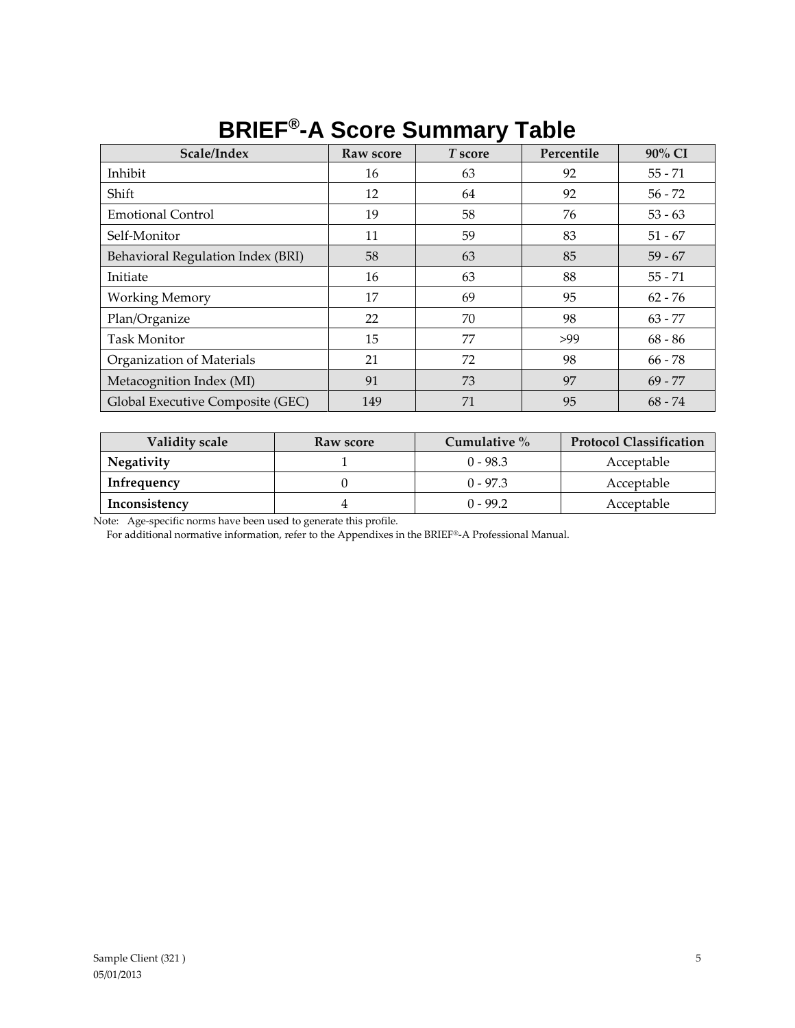# BRIEF®-A Score Summary Table

| Scale/Index | Raw score | *T* score | Percentile | 90% CI |
|---|---|---|---|---|
| Inhibit | 16 | 63 | 92 | 55 - 71 |
| Shift | 12 | 64 | 92 | 56 - 72 |
| Emotional Control | 19 | 58 | 76 | 53 - 63 |
| Self-Monitor | 11 | 59 | 83 | 51 - 67 |
| Behavioral Regulation Index (BRI) | 58 | 63 | 85 | 59 - 67 |
| Initiate | 16 | 63 | 88 | 55 - 71 |
| Working Memory | 17 | 69 | 95 | 62 - 76 |
| Plan/Organize | 22 | 70 | 98 | 63 - 77 |
| Task Monitor | 15 | 77 | >99 | 68 - 86 |
| Organization of Materials | 21 | 72 | 98 | 66 - 78 |
| Metacognition Index (MI) | 91 | 73 | 97 | 69 - 77 |
| Global Executive Composite (GEC) | 149 | 71 | 95 | 68 - 74 |

| Validity scale | Raw score | Cumulative % | Protocol Classification |
|---|---|---|---|
| **Negativity** | 1 | 0 - 98.3 | Acceptable |
| **Infrequency** | 0 | 0 - 97.3 | Acceptable |
| **Inconsistency** | 4 | 0 - 99.2 | Acceptable |

Note: Age-specific norms have been used to generate this profile.
For additional normative information, refer to the Appendixes in the BRIEF®-A Professional Manual.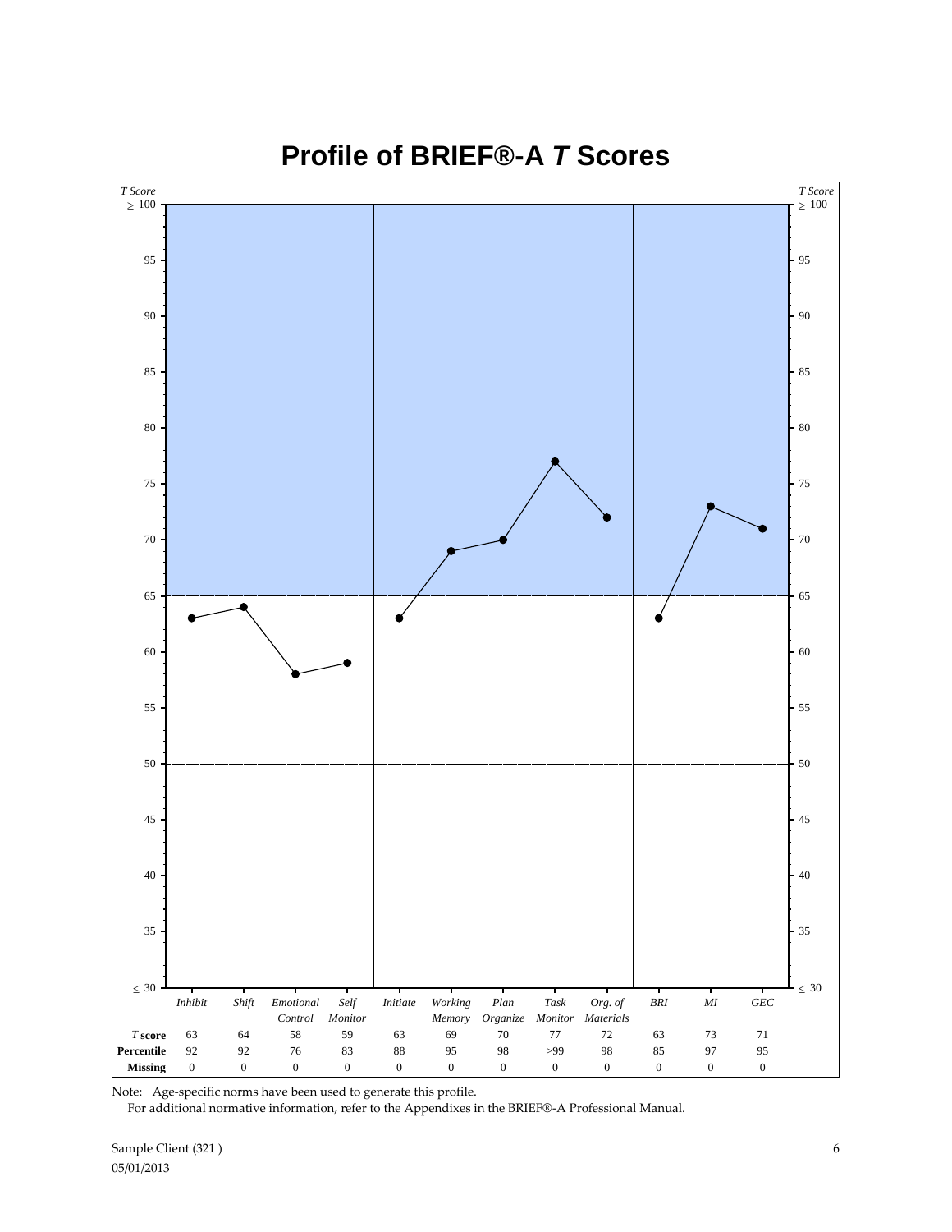# Profile of BRIEF®-A *T* Scores

| | Inhibit | Shift | Emotional Control | Self Monitor | Initiate | Working Memory | Plan Organize | Task Monitor | Org. of Materials | BRI | MI | GEC |
|---|---|---|---|---|---|---|---|---|---|---|---|---|
| ***T* score** | 63 | 64 | 58 | 59 | 63 | 69 | 70 | 77 | 72 | 63 | 73 | 71 |
| **Percentile** | 92 | 92 | 76 | 83 | 88 | 95 | 98 | >99 | 98 | 85 | 97 | 95 |
| **Missing** | 0 | 0 | 0 | 0 | 0 | 0 | 0 | 0 | 0 | 0 | 0 | 0 |

Note: Age-specific norms have been used to generate this profile.
For additional normative information, refer to the Appendixes in the BRIEF®-A Professional Manual.

Sample Client (321 )
05/01/2013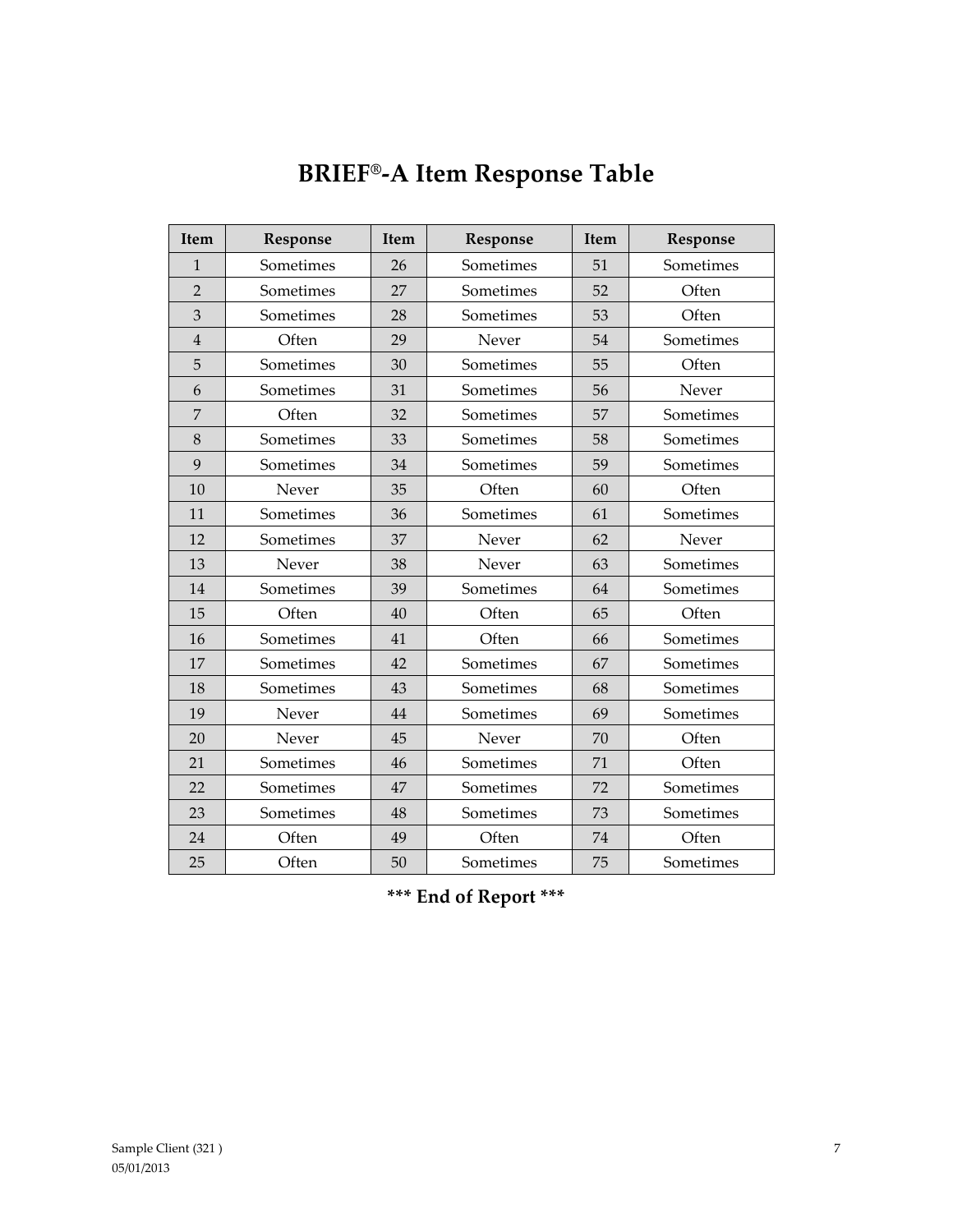# BRIEF®-A Item Response Table

| Item | Response | Item | Response | Item | Response |
|---|---|---|---|---|---|
| 1 | Sometimes | 26 | Sometimes | 51 | Sometimes |
| 2 | Sometimes | 27 | Sometimes | 52 | Often |
| 3 | Sometimes | 28 | Sometimes | 53 | Often |
| 4 | Often | 29 | Never | 54 | Sometimes |
| 5 | Sometimes | 30 | Sometimes | 55 | Often |
| 6 | Sometimes | 31 | Sometimes | 56 | Never |
| 7 | Often | 32 | Sometimes | 57 | Sometimes |
| 8 | Sometimes | 33 | Sometimes | 58 | Sometimes |
| 9 | Sometimes | 34 | Sometimes | 59 | Sometimes |
| 10 | Never | 35 | Often | 60 | Often |
| 11 | Sometimes | 36 | Sometimes | 61 | Sometimes |
| 12 | Sometimes | 37 | Never | 62 | Never |
| 13 | Never | 38 | Never | 63 | Sometimes |
| 14 | Sometimes | 39 | Sometimes | 64 | Sometimes |
| 15 | Often | 40 | Often | 65 | Often |
| 16 | Sometimes | 41 | Often | 66 | Sometimes |
| 17 | Sometimes | 42 | Sometimes | 67 | Sometimes |
| 18 | Sometimes | 43 | Sometimes | 68 | Sometimes |
| 19 | Never | 44 | Sometimes | 69 | Sometimes |
| 20 | Never | 45 | Never | 70 | Often |
| 21 | Sometimes | 46 | Sometimes | 71 | Often |
| 22 | Sometimes | 47 | Sometimes | 72 | Sometimes |
| 23 | Sometimes | 48 | Sometimes | 73 | Sometimes |
| 24 | Often | 49 | Often | 74 | Often |
| 25 | Often | 50 | Sometimes | 75 | Sometimes |

**\*\*\* End of Report \*\*\***